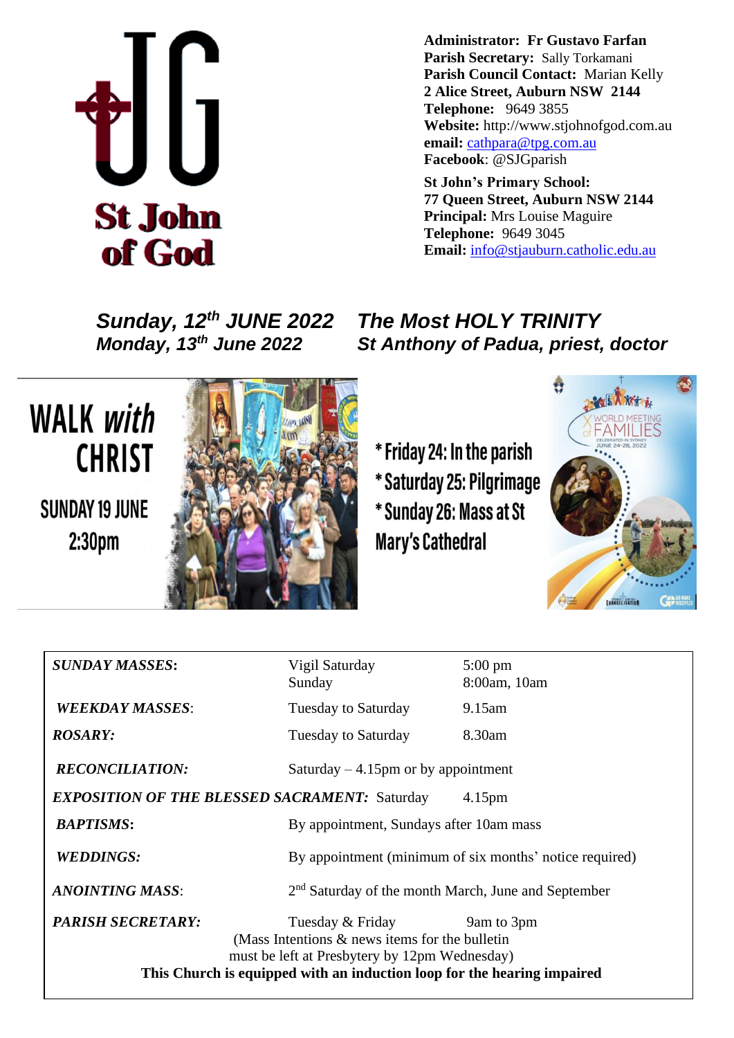**St John of God**

**Administrator: Fr Gustavo Farfan**
**Parish Secretary:** Sally Torkamani
**Parish Council Contact:** Marian Kelly
**2 Alice Street, Auburn NSW 2144**
**Telephone:** 9649 3855
**Website:** http://www.stjohnofgod.com.au
**email:** cathpara@tpg.com.au
**Facebook**: @SJGparish

**St John's Primary School:**
**77 Queen Street, Auburn NSW 2144**
**Principal:** Mrs Louise Maguire
**Telephone:** 9649 3045
**Email:** info@stjauburn.catholic.edu.au

## *Sunday, 12th JUNE 2022 — The Most HOLY TRINITY*
### *Monday, 13th June 2022 — St Anthony of Padua, priest, doctor*

**WALK *with* CHRIST**

SUNDAY 19 JUNE
2:30pm

* Friday 24: In the parish
* Saturday 25: Pilgrimage
* Sunday 26: Mass at St Mary's Cathedral

WORLD MEETING of FAMILIES
CELEBRATED IN SYDNEY JUNE 24-26, 2022

| | | |
|---|---|---|
| ***SUNDAY MASSES*:** | Vigil Saturday<br>Sunday | 5:00 pm<br>8:00am, 10am |
| ***WEEKDAY MASSES***: | Tuesday to Saturday | 9.15am |
| ***ROSARY:*** | Tuesday to Saturday | 8.30am |
| ***RECONCILIATION:*** | Saturday – 4.15pm or by appointment | |
| ***EXPOSITION OF THE BLESSED SACRAMENT:*** | Saturday | 4.15pm |
| ***BAPTISMS*:** | By appointment, Sundays after 10am mass | |
| ***WEDDINGS:*** | By appointment (minimum of six months' notice required) | |
| ***ANOINTING MASS***: | 2nd Saturday of the month March, June and September | |
| ***PARISH SECRETARY:*** | Tuesday & Friday | 9am to 3pm |

(Mass Intentions & news items for the bulletin must be left at Presbytery by 12pm Wednesday)

**This Church is equipped with an induction loop for the hearing impaired**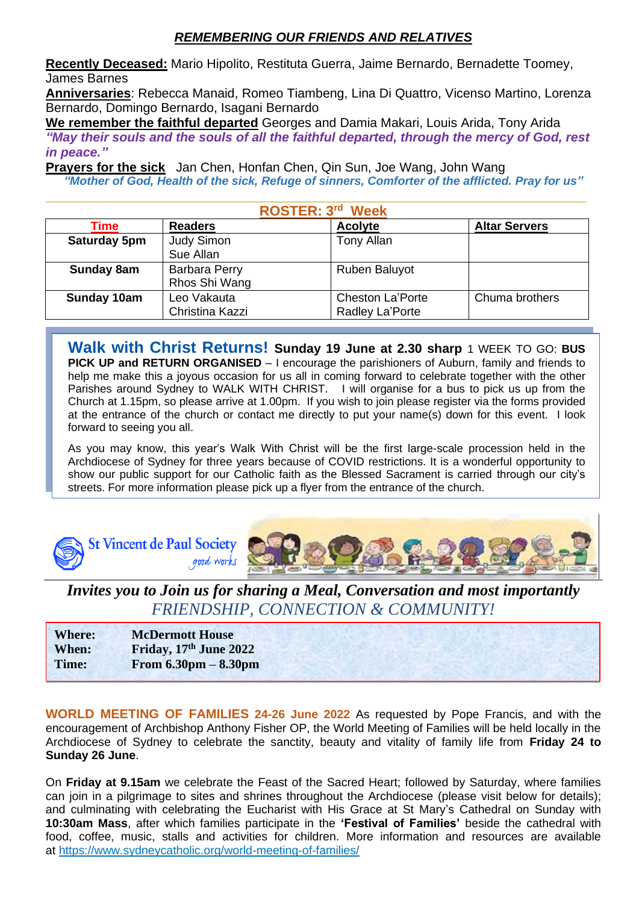## ***REMEMBERING OUR FRIENDS AND RELATIVES***

**Recently Deceased:** Mario Hipolito, Restituta Guerra, Jaime Bernardo, Bernadette Toomey, James Barnes

**Anniversaries**: Rebecca Manaid, Romeo Tiambeng, Lina Di Quattro, Vicenso Martino, Lorenza Bernardo, Domingo Bernardo, Isagani Bernardo

**We remember the faithful departed** Georges and Damia Makari, Louis Arida, Tony Arida

***"May their souls and the souls of all the faithful departed, through the mercy of God, rest in peace."***

**Prayers for the sick** Jan Chen, Honfan Chen, Qin Sun, Joe Wang, John Wang

***"Mother of God, Health of the sick, Refuge of sinners, Comforter of the afflicted. Pray for us"***

**ROSTER: 3rd Week**

| Time | Readers | Acolyte | Altar Servers |
|---|---|---|---|
| Saturday 5pm | Judy Simon<br>Sue Allan | Tony Allan | |
| Sunday 8am | Barbara Perry<br>Rhos Shi Wang | Ruben Baluyot | |
| Sunday 10am | Leo Vakauta<br>Christina Kazzi | Cheston La'Porte<br>Radley La'Porte | Chuma brothers |

**Walk with Christ Returns! Sunday 19 June at 2.30 sharp** 1 WEEK TO GO: **BUS PICK UP and RETURN ORGANISED** – I encourage the parishioners of Auburn, family and friends to help me make this a joyous occasion for us all in coming forward to celebrate together with the other Parishes around Sydney to WALK WITH CHRIST. I will organise for a bus to pick us up from the Church at 1.15pm, so please arrive at 1.00pm. If you wish to join please register via the forms provided at the entrance of the church or contact me directly to put your name(s) down for this event. I look forward to seeing you all.

As you may know, this year's Walk With Christ will be the first large-scale procession held in the Archdiocese of Sydney for three years because of COVID restrictions. It is a wonderful opportunity to show our public support for our Catholic faith as the Blessed Sacrament is carried through our city's streets. For more information please pick up a flyer from the entrance of the church.

St Vincent de Paul Society *good works*

***Invites you to Join us for sharing a Meal, Conversation and most importantly FRIENDSHIP, CONNECTION & COMMUNITY!***

| | |
|---|---|
| **Where:** | **McDermott House** |
| **When:** | **Friday, 17th June 2022** |
| **Time:** | **From 6.30pm – 8.30pm** |

**WORLD MEETING OF FAMILIES 24-26 June 2022** As requested by Pope Francis, and with the encouragement of Archbishop Anthony Fisher OP, the World Meeting of Families will be held locally in the Archdiocese of Sydney to celebrate the sanctity, beauty and vitality of family life from **Friday 24 to Sunday 26 June**.

On **Friday at 9.15am** we celebrate the Feast of the Sacred Heart; followed by Saturday, where families can join in a pilgrimage to sites and shrines throughout the Archdiocese (please visit below for details); and culminating with celebrating the Eucharist with His Grace at St Mary's Cathedral on Sunday with **10:30am Mass**, after which families participate in the **'Festival of Families'** beside the cathedral with food, coffee, music, stalls and activities for children. More information and resources are available at https://www.sydneycatholic.org/world-meeting-of-families/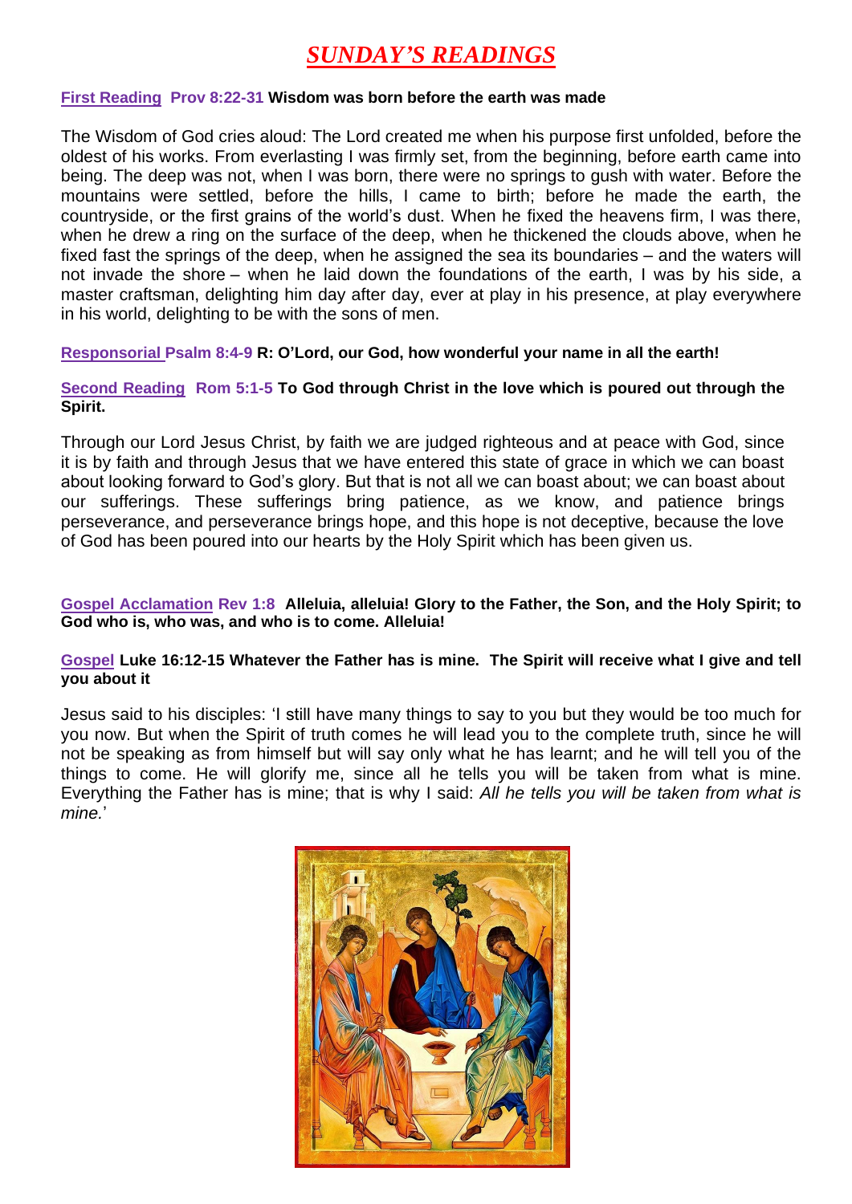# *SUNDAY'S READINGS*

**First Reading Prov 8:22-31 Wisdom was born before the earth was made**

The Wisdom of God cries aloud: The Lord created me when his purpose first unfolded, before the oldest of his works. From everlasting I was firmly set, from the beginning, before earth came into being. The deep was not, when I was born, there were no springs to gush with water. Before the mountains were settled, before the hills, I came to birth; before he made the earth, the countryside, or the first grains of the world's dust. When he fixed the heavens firm, I was there, when he drew a ring on the surface of the deep, when he thickened the clouds above, when he fixed fast the springs of the deep, when he assigned the sea its boundaries – and the waters will not invade the shore – when he laid down the foundations of the earth, I was by his side, a master craftsman, delighting him day after day, ever at play in his presence, at play everywhere in his world, delighting to be with the sons of men.

**Responsorial Psalm 8:4-9 R: O'Lord, our God, how wonderful your name in all the earth!**

**Second Reading Rom 5:1-5 To God through Christ in the love which is poured out through the Spirit.**

Through our Lord Jesus Christ, by faith we are judged righteous and at peace with God, since it is by faith and through Jesus that we have entered this state of grace in which we can boast about looking forward to God's glory. But that is not all we can boast about; we can boast about our sufferings. These sufferings bring patience, as we know, and patience brings perseverance, and perseverance brings hope, and this hope is not deceptive, because the love of God has been poured into our hearts by the Holy Spirit which has been given us.

**Gospel Acclamation Rev 1:8 Alleluia, alleluia! Glory to the Father, the Son, and the Holy Spirit; to God who is, who was, and who is to come. Alleluia!**

**Gospel Luke 16:12-15 Whatever the Father has is mine. The Spirit will receive what I give and tell you about it**

Jesus said to his disciples: 'I still have many things to say to you but they would be too much for you now. But when the Spirit of truth comes he will lead you to the complete truth, since he will not be speaking as from himself but will say only what he has learnt; and he will tell you of the things to come. He will glorify me, since all he tells you will be taken from what is mine. Everything the Father has is mine; that is why I said: *All he tells you will be taken from what is mine.*'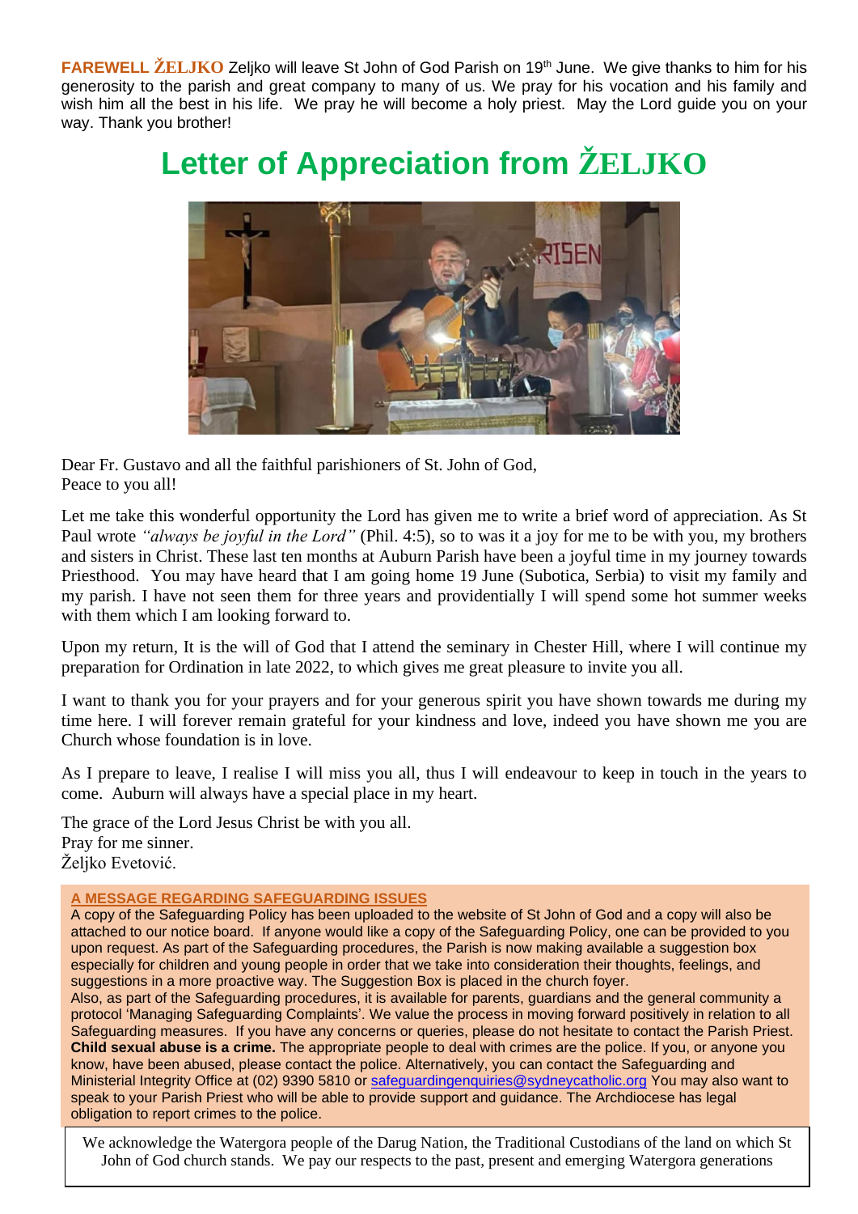**FAREWELL ŽELJKO** Zeljko will leave St John of God Parish on 19th June. We give thanks to him for his generosity to the parish and great company to many of us. We pray for his vocation and his family and wish him all the best in his life. We pray he will become a holy priest. May the Lord guide you on your way. Thank you brother!

# Letter of Appreciation from ŽELJKO

Dear Fr. Gustavo and all the faithful parishioners of St. John of God,
Peace to you all!

Let me take this wonderful opportunity the Lord has given me to write a brief word of appreciation. As St Paul wrote *"always be joyful in the Lord"* (Phil. 4:5), so to was it a joy for me to be with you, my brothers and sisters in Christ. These last ten months at Auburn Parish have been a joyful time in my journey towards Priesthood. You may have heard that I am going home 19 June (Subotica, Serbia) to visit my family and my parish. I have not seen them for three years and providentially I will spend some hot summer weeks with them which I am looking forward to.

Upon my return, It is the will of God that I attend the seminary in Chester Hill, where I will continue my preparation for Ordination in late 2022, to which gives me great pleasure to invite you all.

I want to thank you for your prayers and for your generous spirit you have shown towards me during my time here. I will forever remain grateful for your kindness and love, indeed you have shown me you are Church whose foundation is in love.

As I prepare to leave, I realise I will miss you all, thus I will endeavour to keep in touch in the years to come. Auburn will always have a special place in my heart.

The grace of the Lord Jesus Christ be with you all.
Pray for me sinner.
Željko Evetović.

**A MESSAGE REGARDING SAFEGUARDING ISSUES**

A copy of the Safeguarding Policy has been uploaded to the website of St John of God and a copy will also be attached to our notice board. If anyone would like a copy of the Safeguarding Policy, one can be provided to you upon request. As part of the Safeguarding procedures, the Parish is now making available a suggestion box especially for children and young people in order that we take into consideration their thoughts, feelings, and suggestions in a more proactive way. The Suggestion Box is placed in the church foyer.
Also, as part of the Safeguarding procedures, it is available for parents, guardians and the general community a protocol 'Managing Safeguarding Complaints'. We value the process in moving forward positively in relation to all Safeguarding measures. If you have any concerns or queries, please do not hesitate to contact the Parish Priest. **Child sexual abuse is a crime.** The appropriate people to deal with crimes are the police. If you, or anyone you know, have been abused, please contact the police. Alternatively, you can contact the Safeguarding and Ministerial Integrity Office at (02) 9390 5810 or safeguardingenquiries@sydneycatholic.org You may also want to speak to your Parish Priest who will be able to provide support and guidance. The Archdiocese has legal obligation to report crimes to the police.

We acknowledge the Watergora people of the Darug Nation, the Traditional Custodians of the land on which St John of God church stands. We pay our respects to the past, present and emerging Watergora generations